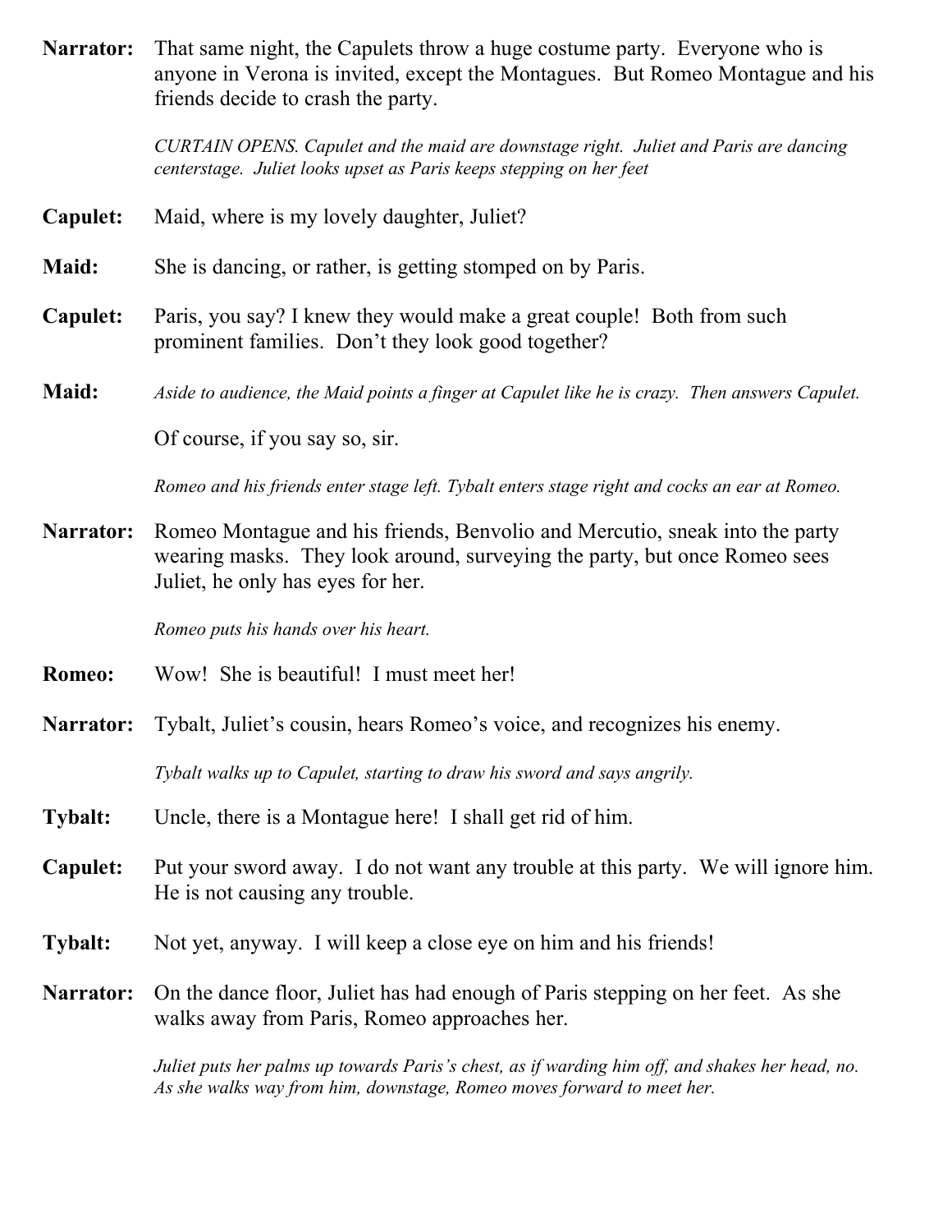**Narrator:** That same night, the Capulets throw a huge costume party. Everyone who is anyone in Verona is invited, except the Montagues. But Romeo Montague and his friends decide to crash the party.

*CURTAIN OPENS. Capulet and the maid are downstage right. Juliet and Paris are dancing centerstage. Juliet looks upset as Paris keeps stepping on her feet*

**Capulet:** Maid, where is my lovely daughter, Juliet?

**Maid:** She is dancing, or rather, is getting stomped on by Paris.

**Capulet:** Paris, you say? I knew they would make a great couple! Both from such prominent families. Don't they look good together?

**Maid:** *Aside to audience, the Maid points a finger at Capulet like he is crazy. Then answers Capulet.*

Of course, if you say so, sir.

*Romeo and his friends enter stage left. Tybalt enters stage right and cocks an ear at Romeo.*

**Narrator:** Romeo Montague and his friends, Benvolio and Mercutio, sneak into the party wearing masks. They look around, surveying the party, but once Romeo sees Juliet, he only has eyes for her.

*Romeo puts his hands over his heart.*

**Romeo:** Wow! She is beautiful! I must meet her!

**Narrator:** Tybalt, Juliet's cousin, hears Romeo's voice, and recognizes his enemy.

*Tybalt walks up to Capulet, starting to draw his sword and says angrily.*

**Tybalt:** Uncle, there is a Montague here! I shall get rid of him.

**Capulet:** Put your sword away. I do not want any trouble at this party. We will ignore him. He is not causing any trouble.

**Tybalt:** Not yet, anyway. I will keep a close eye on him and his friends!

**Narrator:** On the dance floor, Juliet has had enough of Paris stepping on her feet. As she walks away from Paris, Romeo approaches her.

*Juliet puts her palms up towards Paris's chest, as if warding him off, and shakes her head, no. As she walks way from him, downstage, Romeo moves forward to meet her.*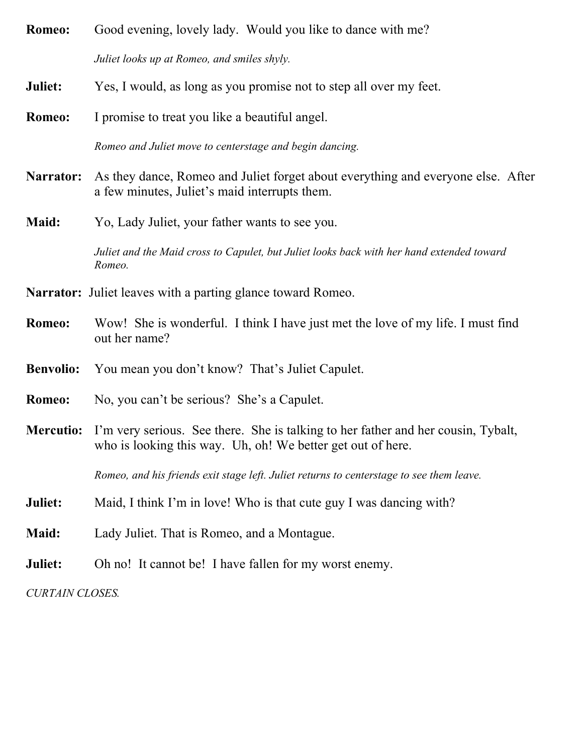**Romeo:** Good evening, lovely lady. Would you like to dance with me?

*Juliet looks up at Romeo, and smiles shyly.*

**Juliet:** Yes, I would, as long as you promise not to step all over my feet.

**Romeo:** I promise to treat you like a beautiful angel.

*Romeo and Juliet move to centerstage and begin dancing.*

**Narrator:** As they dance, Romeo and Juliet forget about everything and everyone else. After a few minutes, Juliet's maid interrupts them.

**Maid:** Yo, Lady Juliet, your father wants to see you.

*Juliet and the Maid cross to Capulet, but Juliet looks back with her hand extended toward Romeo.*

**Narrator:** Juliet leaves with a parting glance toward Romeo.

**Romeo:** Wow! She is wonderful. I think I have just met the love of my life. I must find out her name?

**Benvolio:** You mean you don't know? That's Juliet Capulet.

**Romeo:** No, you can't be serious? She's a Capulet.

**Mercutio:** I'm very serious. See there. She is talking to her father and her cousin, Tybalt, who is looking this way. Uh, oh! We better get out of here.

*Romeo, and his friends exit stage left. Juliet returns to centerstage to see them leave.*

**Juliet:** Maid, I think I'm in love! Who is that cute guy I was dancing with?

**Maid:** Lady Juliet. That is Romeo, and a Montague.

**Juliet:** Oh no! It cannot be! I have fallen for my worst enemy.

*CURTAIN CLOSES.*